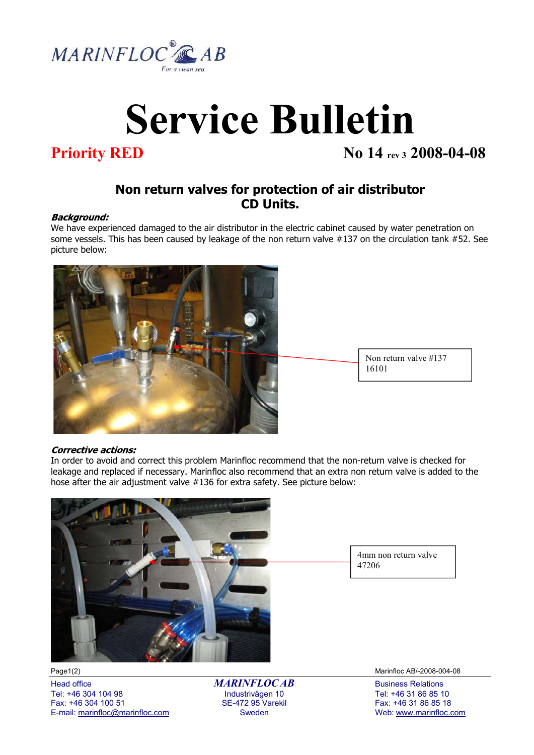MARINFLOC® AB

For a clean sea

# Service Bulletin

**Priority RED** **No 14 rev 3 2008-04-08**

## Non return valves for protection of air distributor CD Units.

***Background:***

We have experienced damaged to the air distributor in the electric cabinet caused by water penetration on some vessels. This has been caused by leakage of the non return valve #137 on the circulation tank #52. See picture below:

Non return valve #137
16101

***Corrective actions:***

In order to avoid and correct this problem Marinfloc recommend that the non-return valve is checked for leakage and replaced if necessary. Marinfloc also recommend that an extra non return valve is added to the hose after the air adjustment valve #136 for extra safety. See picture below:

4mm non return valve
47206

Head office
Tel: +46 304 104 98
Fax: +46 304 100 51
E-mail: marinfloc@marinfloc.com

MARINFLOC AB
Industrivägen 10
SE-472 95 Varekil
Sweden

Business Relations
Tel: +46 31 86 85 10
Fax: +46 31 86 85 18
Web: www.marinfloc.com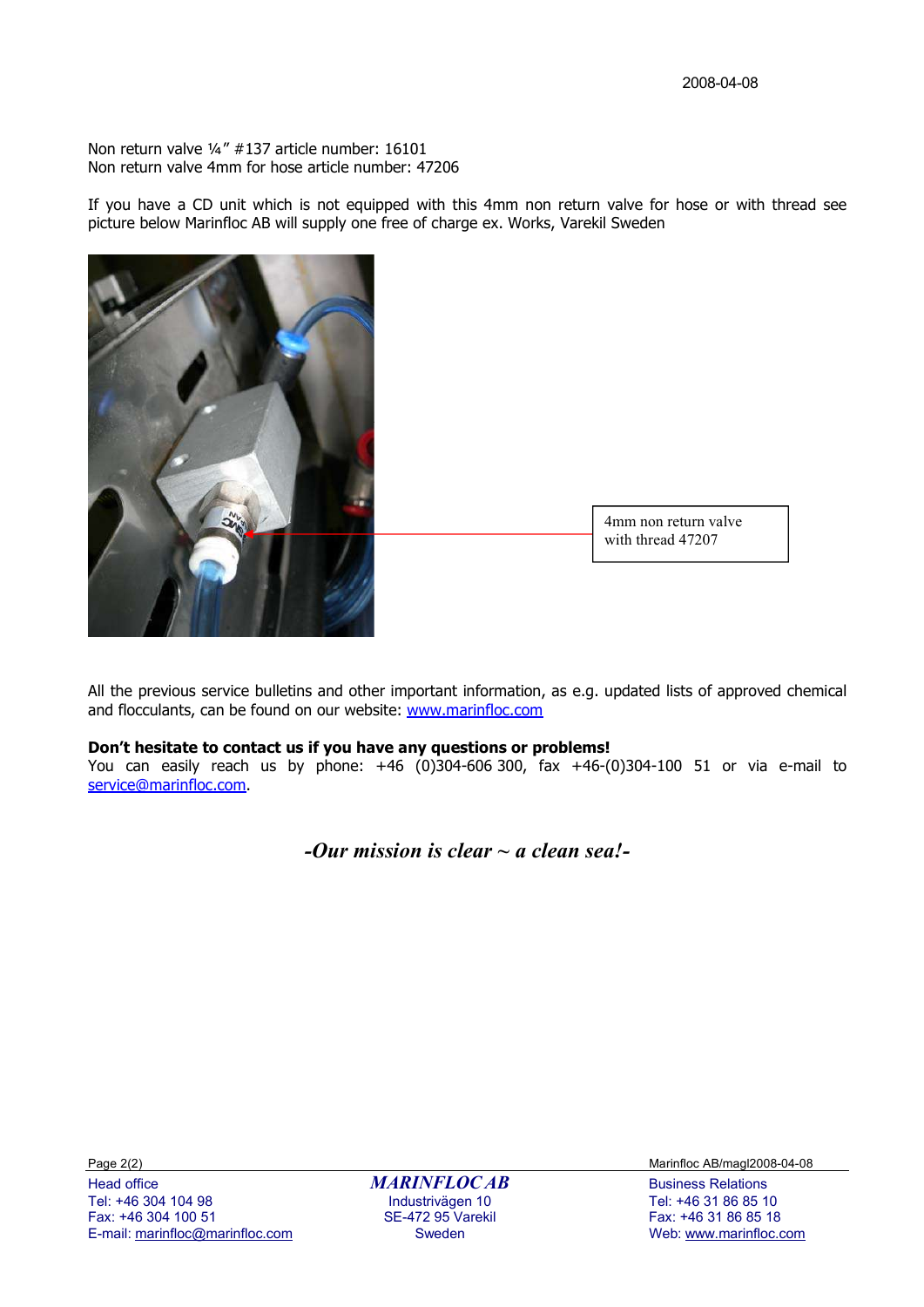2008-04-08

Non return valve ¼" #137 article number: 16101
Non return valve 4mm for hose article number: 47206

If you have a CD unit which is not equipped with this 4mm non return valve for hose or with thread see picture below Marinfloc AB will supply one free of charge ex. Works, Varekil Sweden

4mm non return valve with thread 47207

All the previous service bulletins and other important information, as e.g. updated lists of approved chemical and flocculants, can be found on our website: www.marinfloc.com

**Don't hesitate to contact us if you have any questions or problems!**
You can easily reach us by phone: +46 (0)304-606 300, fax +46-(0)304-100 51 or via e-mail to service@marinfloc.com.

***-Our mission is clear ~ a clean sea!-***

Marinfloc AB/magl2008-04-08

Head office
Tel: +46 304 104 98
Fax: +46 304 100 51
E-mail: marinfloc@marinfloc.com

*MARINFLOC AB*
Industrivägen 10
SE-472 95 Varekil
Sweden

Business Relations
Tel: +46 31 86 85 10
Fax: +46 31 86 85 18
Web: www.marinfloc.com